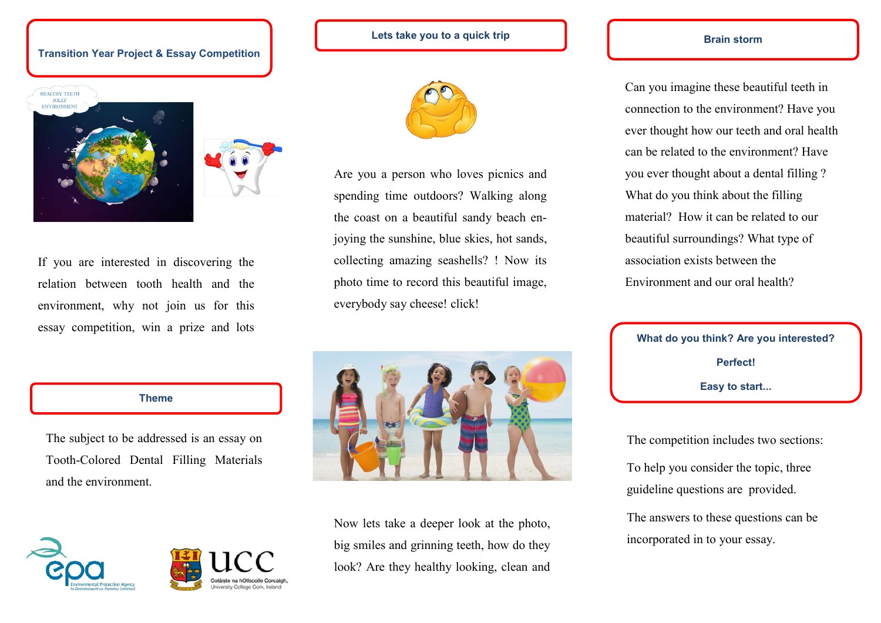## Transition Year Project & Essay Competition

If you are interested in discovering the relation between tooth health and the environment, why not join us for this essay competition, win a prize and lots

## Theme

The subject to be addressed is an essay on Tooth-Colored Dental Filling Materials and the environment.

## Lets take you to a quick trip

Are you a person who loves picnics and spending time outdoors? Walking along the coast on a beautiful sandy beach enjoying the sunshine, blue skies, hot sands, collecting amazing seashells? ! Now its photo time to record this beautiful image, everybody say cheese! click!

Now lets take a deeper look at the photo, big smiles and grinning teeth, how do they look? Are they healthy looking, clean and

## Brain storm

Can you imagine these beautiful teeth in connection to the environment? Have you ever thought how our teeth and oral health can be related to the environment? Have you ever thought about a dental filling ? What do you think about the filling material? How it can be related to our beautiful surroundings? What type of association exists between the Environment and our oral health?

## What do you think? Are you interested?

**Perfect!**

**Easy to start...**

The competition includes two sections:

To help you consider the topic, three guideline questions are provided.

The answers to these questions can be incorporated in to your essay.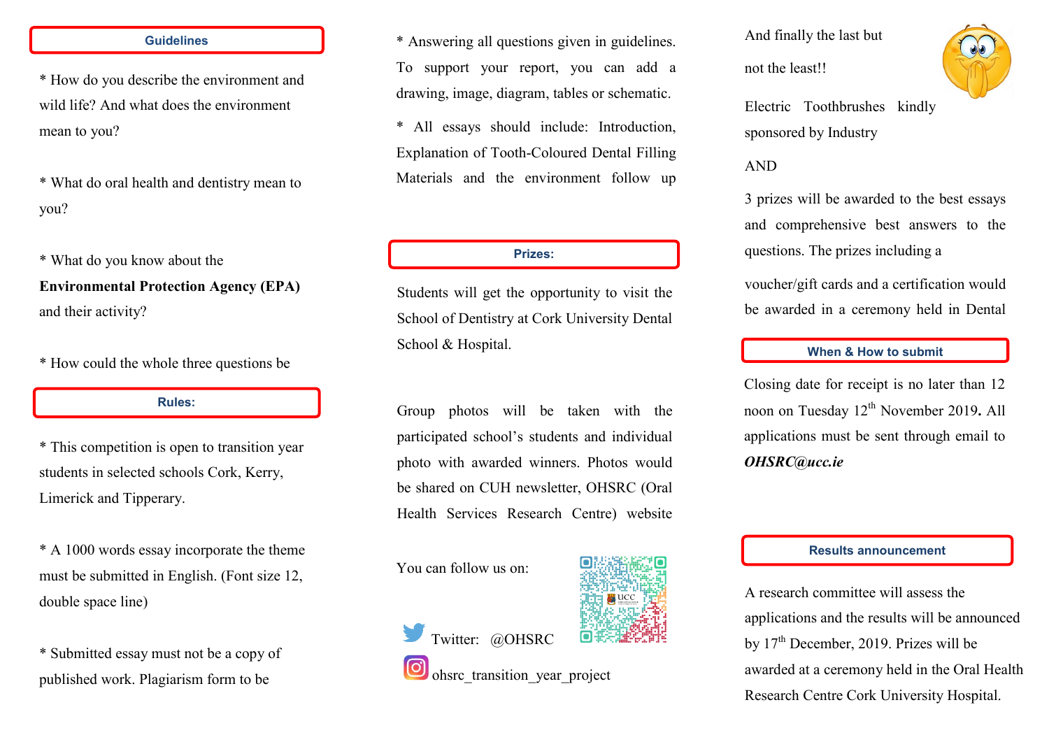## Guidelines

* How do you describe the environment and wild life? And what does the environment mean to you?

* What do oral health and dentistry mean to you?

* What do you know about the **Environmental Protection Agency (EPA)** and their activity?

* How could the whole three questions be

## Rules:

* This competition is open to transition year students in selected schools Cork, Kerry, Limerick and Tipperary.

* A 1000 words essay incorporate the theme must be submitted in English. (Font size 12, double space line)

* Submitted essay must not be a copy of published work. Plagiarism form to be

* Answering all questions given in guidelines. To support your report, you can add a drawing, image, diagram, tables or schematic.

* All essays should include: Introduction, Explanation of Tooth-Coloured Dental Filling Materials and the environment follow up

## Prizes:

Students will get the opportunity to visit the School of Dentistry at Cork University Dental School & Hospital.

Group photos will be taken with the participated school's students and individual photo with awarded winners. Photos would be shared on CUH newsletter, OHSRC (Oral Health Services Research Centre) website

You can follow us on:

Twitter: @OHSRC

ohsrc_transition_year_project

And finally the last but not the least!!

Electric Toothbrushes kindly sponsored by Industry

AND

3 prizes will be awarded to the best essays and comprehensive best answers to the questions. The prizes including a

voucher/gift cards and a certification would be awarded in a ceremony held in Dental

## When & How to submit

Closing date for receipt is no later than 12 noon on Tuesday 12th November 2019**.** All applications must be sent through email to ***OHSRC@ucc.ie***

## Results announcement

A research committee will assess the applications and the results will be announced by 17th December, 2019. Prizes will be awarded at a ceremony held in the Oral Health Research Centre Cork University Hospital.